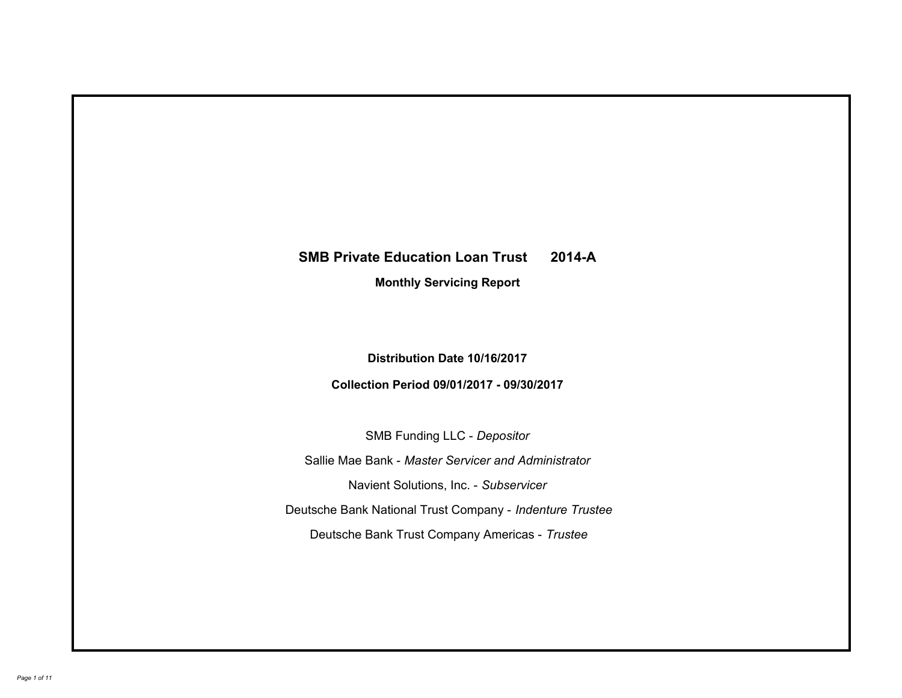# SMB Private Education Loan Trust 2014-A

## Monthly Servicing Report

**Distribution Date 10/16/2017**

**Collection Period 09/01/2017 - 09/30/2017**

SMB Funding LLC - *Depositor*

Sallie Mae Bank - *Master Servicer and Administrator*

Navient Solutions, Inc. - *Subservicer*

Deutsche Bank National Trust Company - *Indenture Trustee*

Deutsche Bank Trust Company Americas - *Trustee*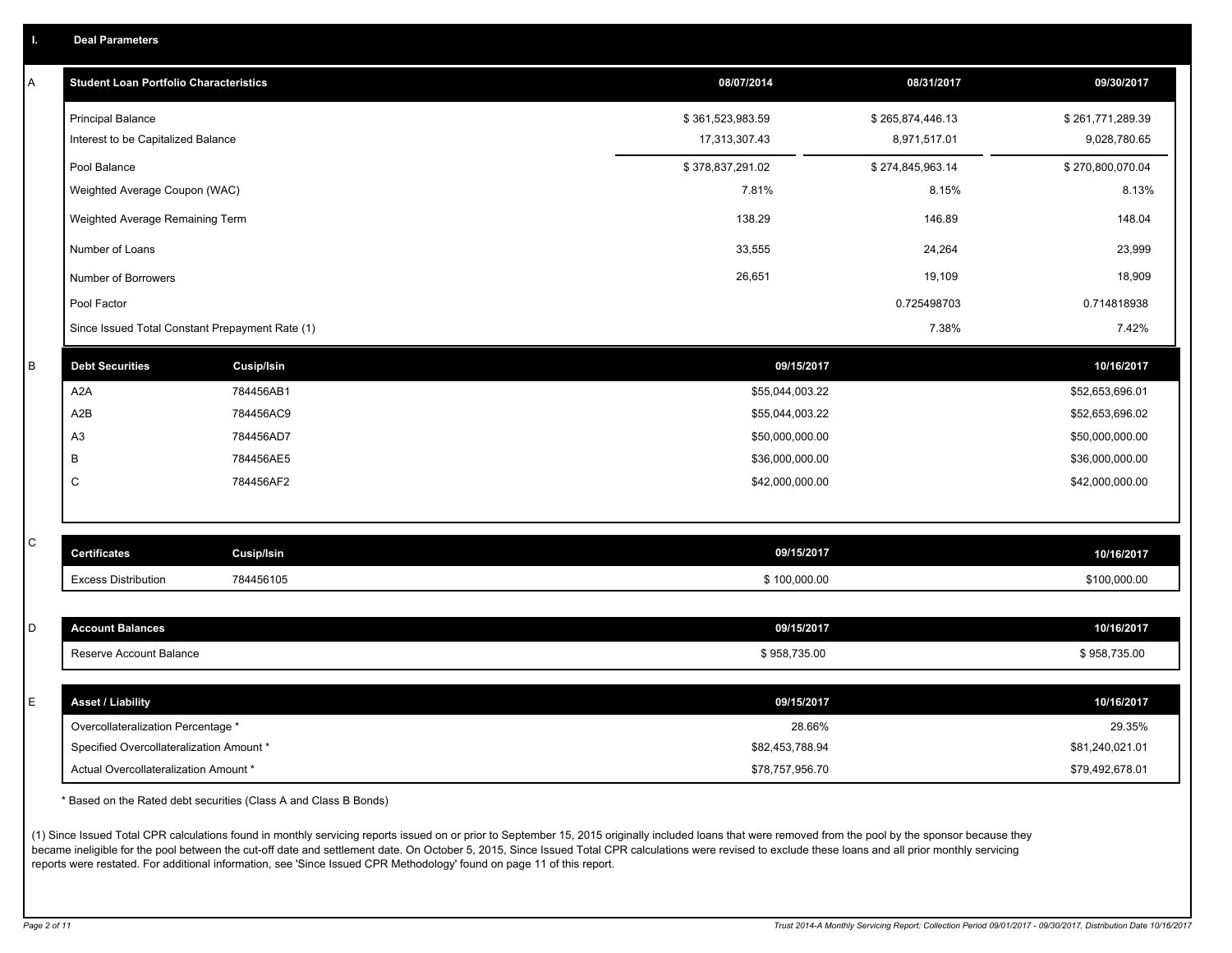## I. Deal Parameters

### A

| Student Loan Portfolio Characteristics | 08/07/2014 | 08/31/2017 | 09/30/2017 |
|---|---|---|---|
| Principal Balance | $ 361,523,983.59 | $ 265,874,446.13 | $ 261,771,289.39 |
| Interest to be Capitalized Balance | 17,313,307.43 | 8,971,517.01 | 9,028,780.65 |
| Pool Balance | $ 378,837,291.02 | $ 274,845,963.14 | $ 270,800,070.04 |
| Weighted Average Coupon (WAC) | 7.81% | 8.15% | 8.13% |
| Weighted Average Remaining Term | 138.29 | 146.89 | 148.04 |
| Number of Loans | 33,555 | 24,264 | 23,999 |
| Number of Borrowers | 26,651 | 19,109 | 18,909 |
| Pool Factor | | 0.725498703 | 0.714818938 |
| Since Issued Total Constant Prepayment Rate (1) | | 7.38% | 7.42% |

### B

| Debt Securities | Cusip/Isin | 09/15/2017 | 10/16/2017 |
|---|---|---|---|
| A2A | 784456AB1 | $55,044,003.22 | $52,653,696.01 |
| A2B | 784456AC9 | $55,044,003.22 | $52,653,696.02 |
| A3 | 784456AD7 | $50,000,000.00 | $50,000,000.00 |
| B | 784456AE5 | $36,000,000.00 | $36,000,000.00 |
| C | 784456AF2 | $42,000,000.00 | $42,000,000.00 |

### C

| Certificates | Cusip/Isin | 09/15/2017 | 10/16/2017 |
|---|---|---|---|
| Excess Distribution | 784456105 | $ 100,000.00 | $100,000.00 |

### D

| Account Balances | 09/15/2017 | 10/16/2017 |
|---|---|---|
| Reserve Account Balance | $ 958,735.00 | $ 958,735.00 |

### E

| Asset / Liability | 09/15/2017 | 10/16/2017 |
|---|---|---|
| Overcollateralization Percentage * | 28.66% | 29.35% |
| Specified Overcollateralization Amount * | $82,453,788.94 | $81,240,021.01 |
| Actual Overcollateralization Amount * | $78,757,956.70 | $79,492,678.01 |

* Based on the Rated debt securities (Class A and Class B Bonds)

(1) Since Issued Total CPR calculations found in monthly servicing reports issued on or prior to September 15, 2015 originally included loans that were removed from the pool by the sponsor because they became ineligible for the pool between the cut-off date and settlement date. On October 5, 2015, Since Issued Total CPR calculations were revised to exclude these loans and all prior monthly servicing reports were restated. For additional information, see 'Since Issued CPR Methodology' found on page 11 of this report.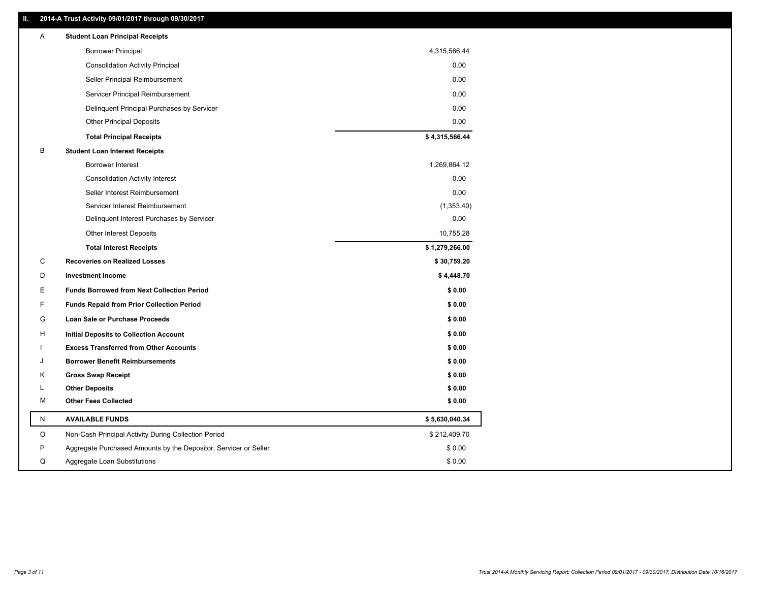## II. 2014-A Trust Activity 09/01/2017 through 09/30/2017

| | | |
|---|---|---|
| A | **Student Loan Principal Receipts** | |
| | Borrower Principal | 4,315,566.44 |
| | Consolidation Activity Principal | 0.00 |
| | Seller Principal Reimbursement | 0.00 |
| | Servicer Principal Reimbursement | 0.00 |
| | Delinquent Principal Purchases by Servicer | 0.00 |
| | Other Principal Deposits | 0.00 |
| | **Total Principal Receipts** | **$ 4,315,566.44** |
| B | **Student Loan Interest Receipts** | |
| | Borrower Interest | 1,269,864.12 |
| | Consolidation Activity Interest | 0.00 |
| | Seller Interest Reimbursement | 0.00 |
| | Servicer Interest Reimbursement | (1,353.40) |
| | Delinquent Interest Purchases by Servicer | 0.00 |
| | Other Interest Deposits | 10,755.28 |
| | **Total Interest Receipts** | **$ 1,279,266.00** |
| C | **Recoveries on Realized Losses** | **$ 30,759.20** |
| D | **Investment Income** | **$ 4,448.70** |
| E | **Funds Borrowed from Next Collection Period** | **$ 0.00** |
| F | **Funds Repaid from Prior Collection Period** | **$ 0.00** |
| G | **Loan Sale or Purchase Proceeds** | **$ 0.00** |
| H | **Initial Deposits to Collection Account** | **$ 0.00** |
| I | **Excess Transferred from Other Accounts** | **$ 0.00** |
| J | **Borrower Benefit Reimbursements** | **$ 0.00** |
| K | **Gross Swap Receipt** | **$ 0.00** |
| L | **Other Deposits** | **$ 0.00** |
| M | **Other Fees Collected** | **$ 0.00** |
| N | **AVAILABLE FUNDS** | **$ 5,630,040.34** |
| O | Non-Cash Principal Activity During Collection Period | $ 212,409.70 |
| P | Aggregate Purchased Amounts by the Depositor, Servicer or Seller | $ 0.00 |
| Q | Aggregate Loan Substitutions | $ 0.00 |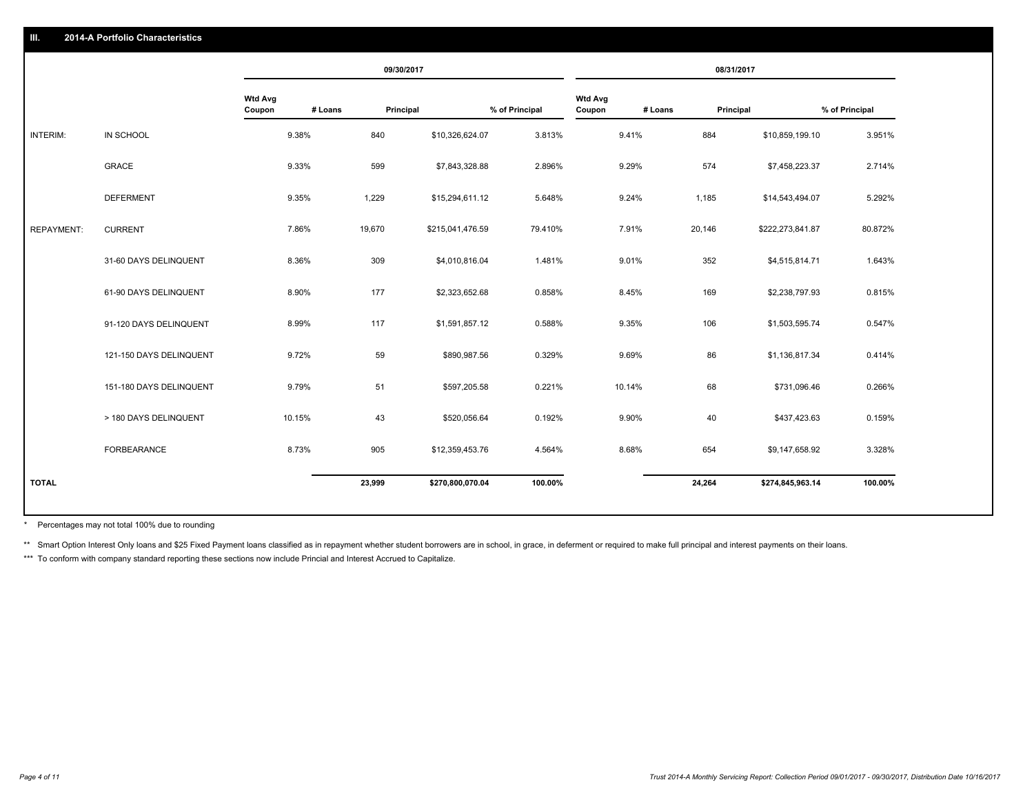## III. 2014-A Portfolio Characteristics

| | | 09/30/2017 | | | | 08/31/2017 | | | |
|---|---|---|---|---|---|---|---|---|---|
| | | Wtd Avg Coupon | # Loans | Principal | % of Principal | Wtd Avg Coupon | # Loans | Principal | % of Principal |
| INTERIM: | IN SCHOOL | 9.38% | 840 | $10,326,624.07 | 3.813% | 9.41% | 884 | $10,859,199.10 | 3.951% |
| | GRACE | 9.33% | 599 | $7,843,328.88 | 2.896% | 9.29% | 574 | $7,458,223.37 | 2.714% |
| | DEFERMENT | 9.35% | 1,229 | $15,294,611.12 | 5.648% | 9.24% | 1,185 | $14,543,494.07 | 5.292% |
| REPAYMENT: | CURRENT | 7.86% | 19,670 | $215,041,476.59 | 79.410% | 7.91% | 20,146 | $222,273,841.87 | 80.872% |
| | 31-60 DAYS DELINQUENT | 8.36% | 309 | $4,010,816.04 | 1.481% | 9.01% | 352 | $4,515,814.71 | 1.643% |
| | 61-90 DAYS DELINQUENT | 8.90% | 177 | $2,323,652.68 | 0.858% | 8.45% | 169 | $2,238,797.93 | 0.815% |
| | 91-120 DAYS DELINQUENT | 8.99% | 117 | $1,591,857.12 | 0.588% | 9.35% | 106 | $1,503,595.74 | 0.547% |
| | 121-150 DAYS DELINQUENT | 9.72% | 59 | $890,987.56 | 0.329% | 9.69% | 86 | $1,136,817.34 | 0.414% |
| | 151-180 DAYS DELINQUENT | 9.79% | 51 | $597,205.58 | 0.221% | 10.14% | 68 | $731,096.46 | 0.266% |
| | > 180 DAYS DELINQUENT | 10.15% | 43 | $520,056.64 | 0.192% | 9.90% | 40 | $437,423.63 | 0.159% |
| | FORBEARANCE | 8.73% | 905 | $12,359,453.76 | 4.564% | 8.68% | 654 | $9,147,658.92 | 3.328% |
| TOTAL | | | 23,999 | $270,800,070.04 | 100.00% | | 24,264 | $274,845,963.14 | 100.00% |

\* Percentages may not total 100% due to rounding

\** Smart Option Interest Only loans and $25 Fixed Payment loans classified as in repayment whether student borrowers are in school, in grace, in deferment or required to make full principal and interest payments on their loans.

\*** To conform with company standard reporting these sections now include Princial and Interest Accrued to Capitalize.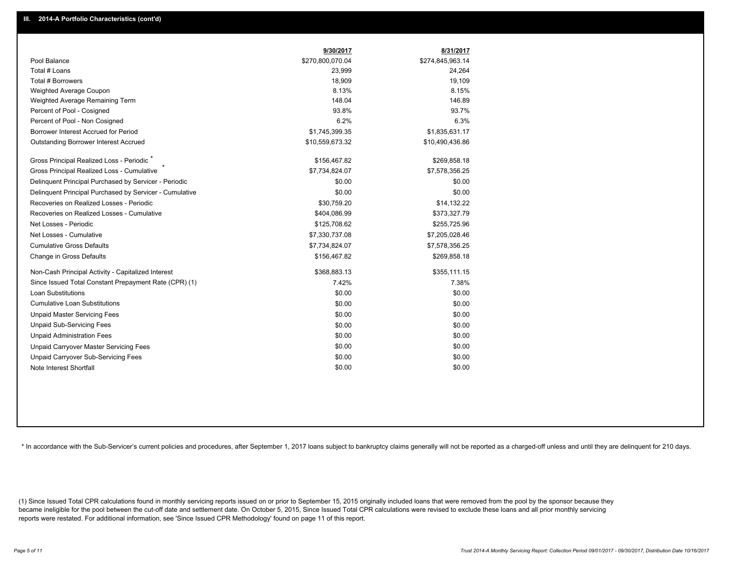## III. 2014-A Portfolio Characteristics (cont'd)

| | 9/30/2017 | 8/31/2017 |
|---|---|---|
| Pool Balance | $270,800,070.04 | $274,845,963.14 |
| Total # Loans | 23,999 | 24,264 |
| Total # Borrowers | 18,909 | 19,109 |
| Weighted Average Coupon | 8.13% | 8.15% |
| Weighted Average Remaining Term | 148.04 | 146.89 |
| Percent of Pool - Cosigned | 93.8% | 93.7% |
| Percent of Pool - Non Cosigned | 6.2% | 6.3% |
| Borrower Interest Accrued for Period | $1,745,399.35 | $1,835,631.17 |
| Outstanding Borrower Interest Accrued | $10,559,673.32 | $10,490,436.86 |
| Gross Principal Realized Loss - Periodic * | $156,467.82 | $269,858.18 |
| Gross Principal Realized Loss - Cumulative * | $7,734,824.07 | $7,578,356.25 |
| Delinquent Principal Purchased by Servicer - Periodic | $0.00 | $0.00 |
| Delinquent Principal Purchased by Servicer - Cumulative | $0.00 | $0.00 |
| Recoveries on Realized Losses - Periodic | $30,759.20 | $14,132.22 |
| Recoveries on Realized Losses - Cumulative | $404,086.99 | $373,327.79 |
| Net Losses - Periodic | $125,708.62 | $255,725.96 |
| Net Losses - Cumulative | $7,330,737.08 | $7,205,028.46 |
| Cumulative Gross Defaults | $7,734,824.07 | $7,578,356.25 |
| Change in Gross Defaults | $156,467.82 | $269,858.18 |
| Non-Cash Principal Activity - Capitalized Interest | $368,883.13 | $355,111.15 |
| Since Issued Total Constant Prepayment Rate (CPR) (1) | 7.42% | 7.38% |
| Loan Substitutions | $0.00 | $0.00 |
| Cumulative Loan Substitutions | $0.00 | $0.00 |
| Unpaid Master Servicing Fees | $0.00 | $0.00 |
| Unpaid Sub-Servicing Fees | $0.00 | $0.00 |
| Unpaid Administration Fees | $0.00 | $0.00 |
| Unpaid Carryover Master Servicing Fees | $0.00 | $0.00 |
| Unpaid Carryover Sub-Servicing Fees | $0.00 | $0.00 |
| Note Interest Shortfall | $0.00 | $0.00 |

* In accordance with the Sub-Servicer's current policies and procedures, after September 1, 2017 loans subject to bankruptcy claims generally will not be reported as a charged-off unless and until they are delinquent for 210 days.

(1) Since Issued Total CPR calculations found in monthly servicing reports issued on or prior to September 15, 2015 originally included loans that were removed from the pool by the sponsor because they became ineligible for the pool between the cut-off date and settlement date. On October 5, 2015, Since Issued Total CPR calculations were revised to exclude these loans and all prior monthly servicing reports were restated. For additional information, see 'Since Issued CPR Methodology' found on page 11 of this report.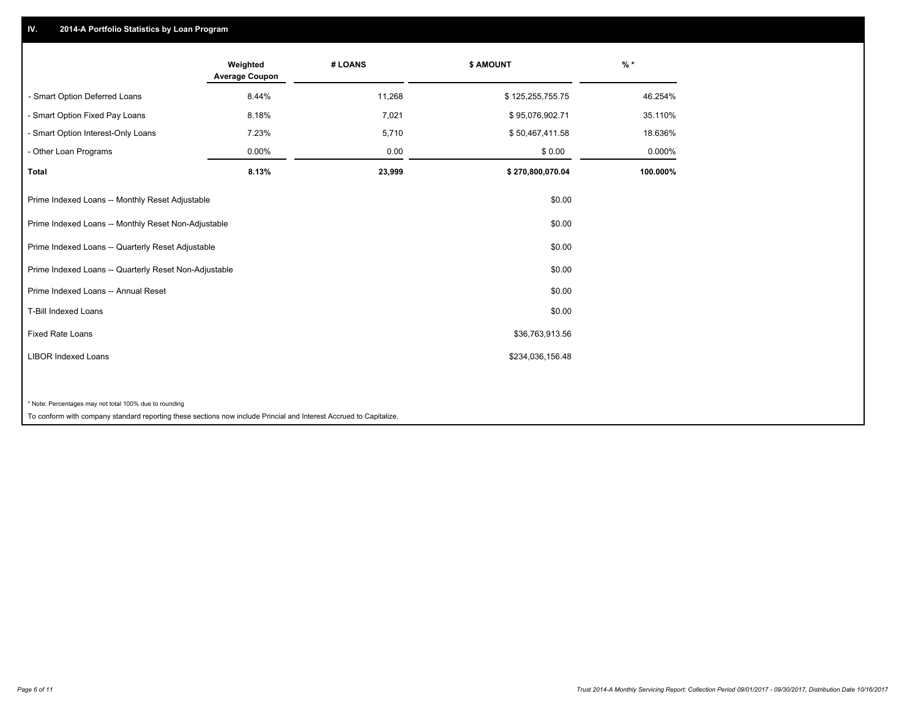## IV. 2014-A Portfolio Statistics by Loan Program

| | Weighted Average Coupon | # LOANS | $ AMOUNT | % * |
|---|---|---|---|---|
| - Smart Option Deferred Loans | 8.44% | 11,268 | $ 125,255,755.75 | 46.254% |
| - Smart Option Fixed Pay Loans | 8.18% | 7,021 | $ 95,076,902.71 | 35.110% |
| - Smart Option Interest-Only Loans | 7.23% | 5,710 | $ 50,467,411.58 | 18.636% |
| - Other Loan Programs | 0.00% | 0.00 | $ 0.00 | 0.000% |
| **Total** | **8.13%** | **23,999** | **$ 270,800,070.04** | **100.000%** |
| Prime Indexed Loans -- Monthly Reset Adjustable | | | $0.00 | |
| Prime Indexed Loans -- Monthly Reset Non-Adjustable | | | $0.00 | |
| Prime Indexed Loans -- Quarterly Reset Adjustable | | | $0.00 | |
| Prime Indexed Loans -- Quarterly Reset Non-Adjustable | | | $0.00 | |
| Prime Indexed Loans -- Annual Reset | | | $0.00 | |
| T-Bill Indexed Loans | | | $0.00 | |
| Fixed Rate Loans | | | $36,763,913.56 | |
| LIBOR Indexed Loans | | | $234,036,156.48 | |

* Note: Percentages may not total 100% due to rounding

To conform with company standard reporting these sections now include Princial and Interest Accrued to Capitalize.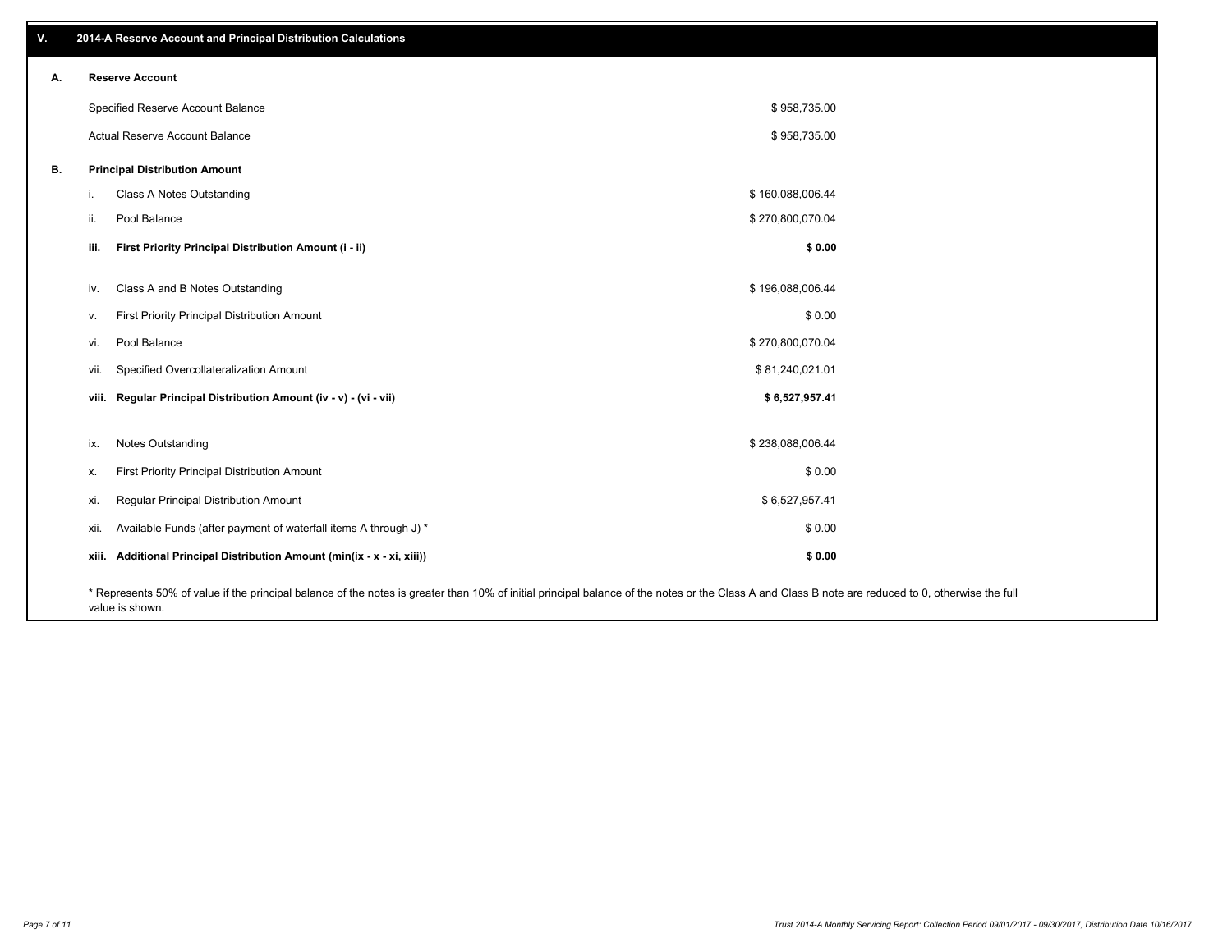## V. 2014-A Reserve Account and Principal Distribution Calculations

### A. Reserve Account

| | |
|---|---|
| Specified Reserve Account Balance | $ 958,735.00 |
| Actual Reserve Account Balance | $ 958,735.00 |

### B. Principal Distribution Amount

| | | |
|---|---|---|
| i. | Class A Notes Outstanding | $ 160,088,006.44 |
| ii. | Pool Balance | $ 270,800,070.04 |
| **iii.** | **First Priority Principal Distribution Amount (i - ii)** | **$ 0.00** |
| iv. | Class A and B Notes Outstanding | $ 196,088,006.44 |
| v. | First Priority Principal Distribution Amount | $ 0.00 |
| vi. | Pool Balance | $ 270,800,070.04 |
| vii. | Specified Overcollateralization Amount | $ 81,240,021.01 |
| **viii.** | **Regular Principal Distribution Amount (iv - v) - (vi - vii)** | **$ 6,527,957.41** |
| ix. | Notes Outstanding | $ 238,088,006.44 |
| x. | First Priority Principal Distribution Amount | $ 0.00 |
| xi. | Regular Principal Distribution Amount | $ 6,527,957.41 |
| xii. | Available Funds (after payment of waterfall items A through J) * | $ 0.00 |
| **xiii.** | **Additional Principal Distribution Amount (min(ix - x - xi, xiii))** | **$ 0.00** |

* Represents 50% of value if the principal balance of the notes is greater than 10% of initial principal balance of the notes or the Class A and Class B note are reduced to 0, otherwise the full value is shown.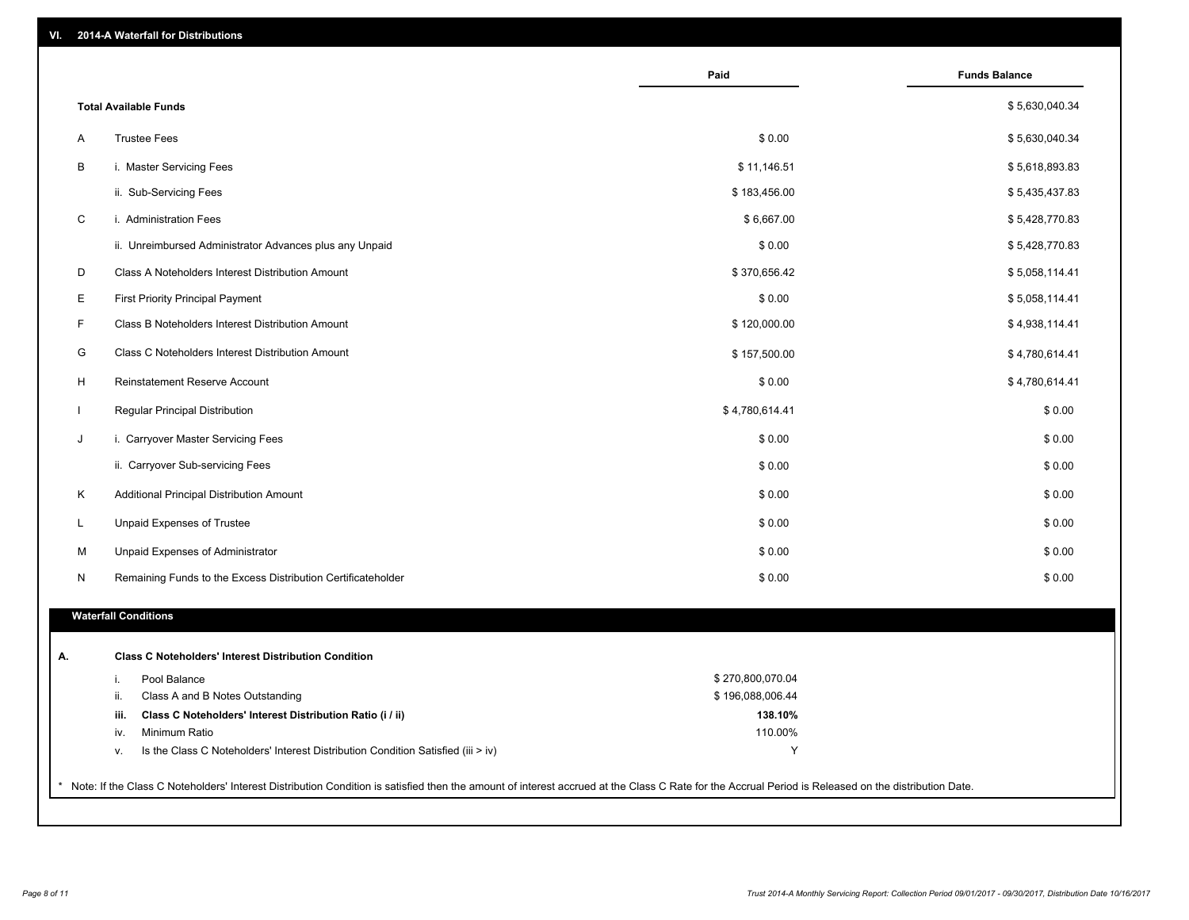## VI. 2014-A Waterfall for Distributions

| | | Paid | Funds Balance |
|---|---|---|---|
| | **Total Available Funds** | | $ 5,630,040.34 |
| A | Trustee Fees | $ 0.00 | $ 5,630,040.34 |
| B | i. Master Servicing Fees | $ 11,146.51 | $ 5,618,893.83 |
| | ii. Sub-Servicing Fees | $ 183,456.00 | $ 5,435,437.83 |
| C | i. Administration Fees | $ 6,667.00 | $ 5,428,770.83 |
| | ii. Unreimbursed Administrator Advances plus any Unpaid | $ 0.00 | $ 5,428,770.83 |
| D | Class A Noteholders Interest Distribution Amount | $ 370,656.42 | $ 5,058,114.41 |
| E | First Priority Principal Payment | $ 0.00 | $ 5,058,114.41 |
| F | Class B Noteholders Interest Distribution Amount | $ 120,000.00 | $ 4,938,114.41 |
| G | Class C Noteholders Interest Distribution Amount | $ 157,500.00 | $ 4,780,614.41 |
| H | Reinstatement Reserve Account | $ 0.00 | $ 4,780,614.41 |
| I | Regular Principal Distribution | $ 4,780,614.41 | $ 0.00 |
| J | i. Carryover Master Servicing Fees | $ 0.00 | $ 0.00 |
| | ii. Carryover Sub-servicing Fees | $ 0.00 | $ 0.00 |
| K | Additional Principal Distribution Amount | $ 0.00 | $ 0.00 |
| L | Unpaid Expenses of Trustee | $ 0.00 | $ 0.00 |
| M | Unpaid Expenses of Administrator | $ 0.00 | $ 0.00 |
| N | Remaining Funds to the Excess Distribution Certificateholder | $ 0.00 | $ 0.00 |

### Waterfall Conditions

**A. Class C Noteholders' Interest Distribution Condition**

| | | |
|---|---|---|
| i. | Pool Balance | $ 270,800,070.04 |
| ii. | Class A and B Notes Outstanding | $ 196,088,006.44 |
| **iii.** | **Class C Noteholders' Interest Distribution Ratio (i / ii)** | **138.10%** |
| iv. | Minimum Ratio | 110.00% |
| v. | Is the Class C Noteholders' Interest Distribution Condition Satisfied (iii > iv) | Y |

* Note: If the Class C Noteholders' Interest Distribution Condition is satisfied then the amount of interest accrued at the Class C Rate for the Accrual Period is Released on the distribution Date.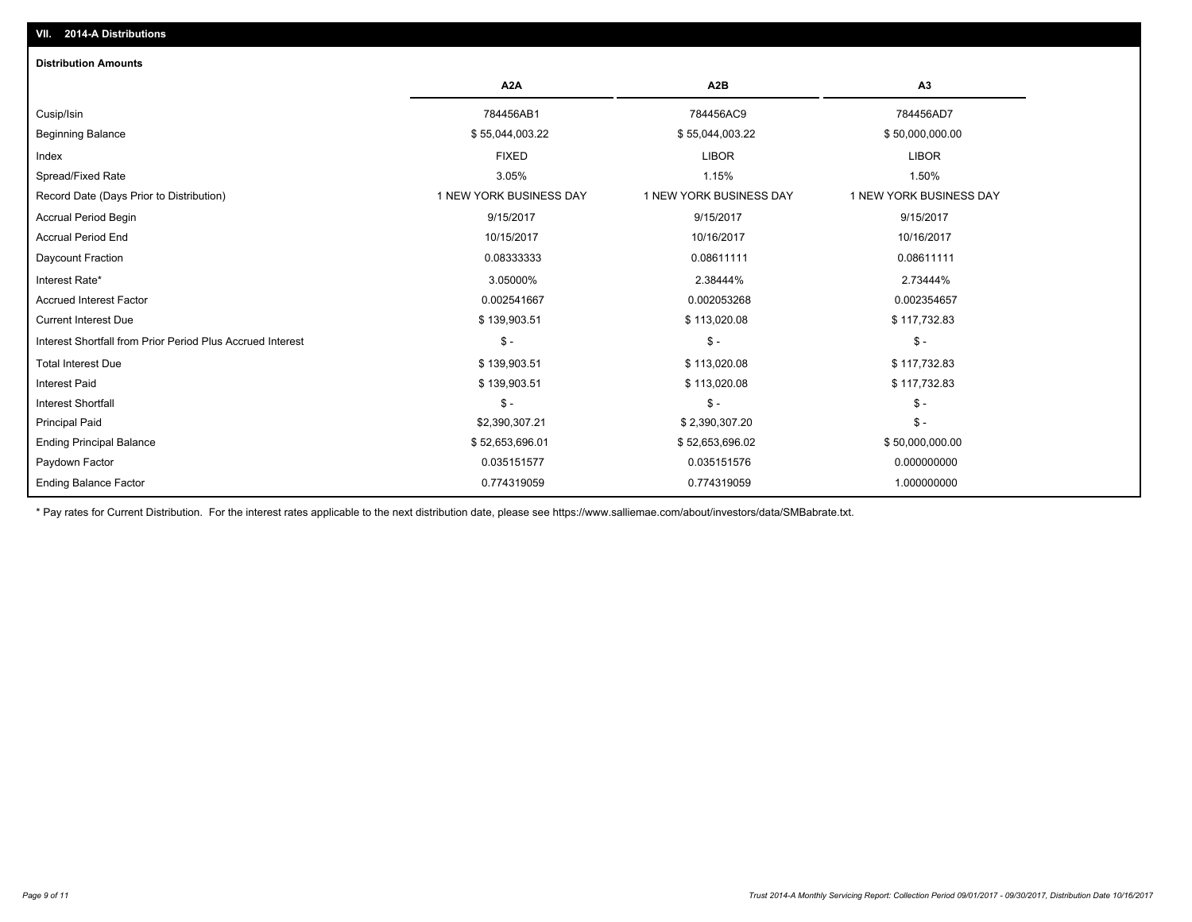## VII. 2014-A Distributions

### Distribution Amounts

| | A2A | A2B | A3 |
|---|---|---|---|
| Cusip/Isin | 784456AB1 | 784456AC9 | 784456AD7 |
| Beginning Balance | $ 55,044,003.22 | $ 55,044,003.22 | $ 50,000,000.00 |
| Index | FIXED | LIBOR | LIBOR |
| Spread/Fixed Rate | 3.05% | 1.15% | 1.50% |
| Record Date (Days Prior to Distribution) | 1 NEW YORK BUSINESS DAY | 1 NEW YORK BUSINESS DAY | 1 NEW YORK BUSINESS DAY |
| Accrual Period Begin | 9/15/2017 | 9/15/2017 | 9/15/2017 |
| Accrual Period End | 10/15/2017 | 10/16/2017 | 10/16/2017 |
| Daycount Fraction | 0.08333333 | 0.08611111 | 0.08611111 |
| Interest Rate* | 3.05000% | 2.38444% | 2.73444% |
| Accrued Interest Factor | 0.002541667 | 0.002053268 | 0.002354657 |
| Current Interest Due | $ 139,903.51 | $ 113,020.08 | $ 117,732.83 |
| Interest Shortfall from Prior Period Plus Accrued Interest | $ - | $ - | $ - |
| Total Interest Due | $ 139,903.51 | $ 113,020.08 | $ 117,732.83 |
| Interest Paid | $ 139,903.51 | $ 113,020.08 | $ 117,732.83 |
| Interest Shortfall | $ - | $ - | $ - |
| Principal Paid | $2,390,307.21 | $ 2,390,307.20 | $ - |
| Ending Principal Balance | $ 52,653,696.01 | $ 52,653,696.02 | $ 50,000,000.00 |
| Paydown Factor | 0.035151577 | 0.035151576 | 0.000000000 |
| Ending Balance Factor | 0.774319059 | 0.774319059 | 1.000000000 |

\* Pay rates for Current Distribution. For the interest rates applicable to the next distribution date, please see https://www.salliemae.com/about/investors/data/SMBabrate.txt.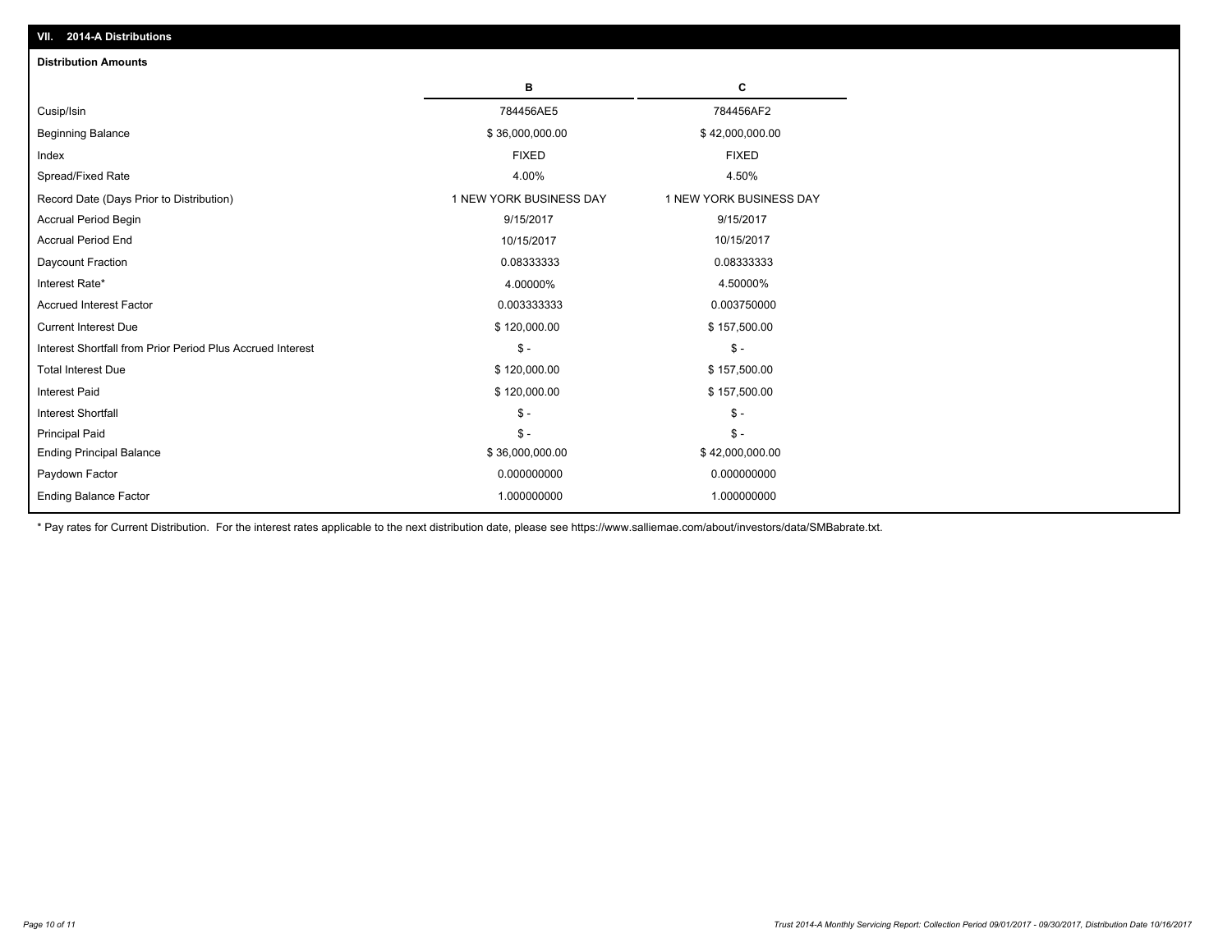## VII. 2014-A Distributions

### Distribution Amounts

| | B | C |
|---|---|---|
| Cusip/Isin | 784456AE5 | 784456AF2 |
| Beginning Balance | $ 36,000,000.00 | $ 42,000,000.00 |
| Index | FIXED | FIXED |
| Spread/Fixed Rate | 4.00% | 4.50% |
| Record Date (Days Prior to Distribution) | 1 NEW YORK BUSINESS DAY | 1 NEW YORK BUSINESS DAY |
| Accrual Period Begin | 9/15/2017 | 9/15/2017 |
| Accrual Period End | 10/15/2017 | 10/15/2017 |
| Daycount Fraction | 0.08333333 | 0.08333333 |
| Interest Rate* | 4.00000% | 4.50000% |
| Accrued Interest Factor | 0.003333333 | 0.003750000 |
| Current Interest Due | $ 120,000.00 | $ 157,500.00 |
| Interest Shortfall from Prior Period Plus Accrued Interest | $ - | $ - |
| Total Interest Due | $ 120,000.00 | $ 157,500.00 |
| Interest Paid | $ 120,000.00 | $ 157,500.00 |
| Interest Shortfall | $ - | $ - |
| Principal Paid | $ - | $ - |
| Ending Principal Balance | $ 36,000,000.00 | $ 42,000,000.00 |
| Paydown Factor | 0.000000000 | 0.000000000 |
| Ending Balance Factor | 1.000000000 | 1.000000000 |

* Pay rates for Current Distribution. For the interest rates applicable to the next distribution date, please see https://www.salliemae.com/about/investors/data/SMBabrate.txt.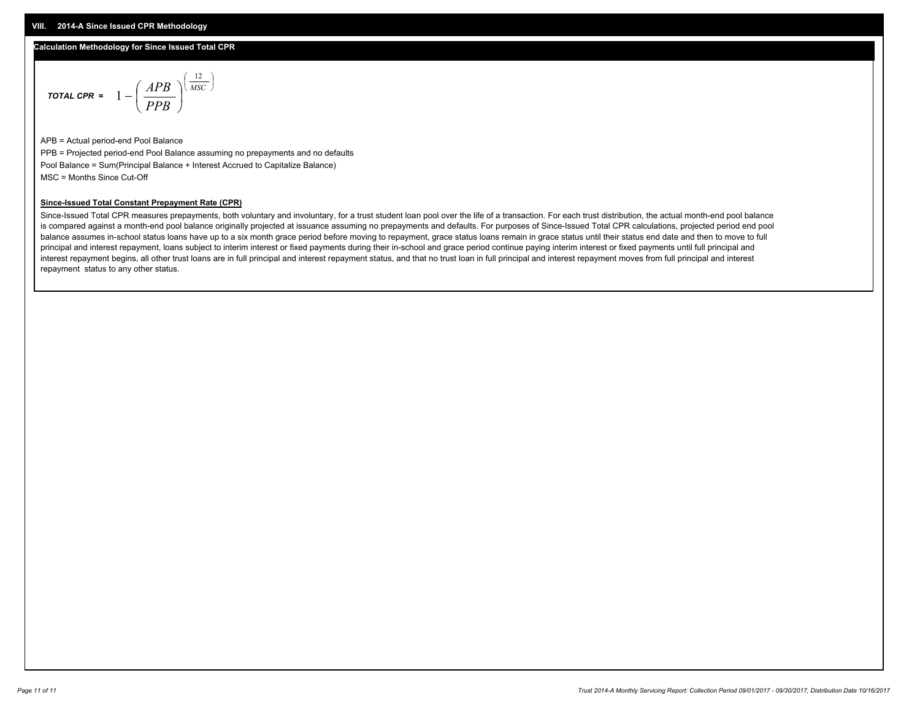## VIII. 2014-A Since Issued CPR Methodology

### Calculation Methodology for Since Issued Total CPR

$$\textbf{TOTAL CPR} = 1 - \left(\frac{APB}{PPB}\right)^{\left(\frac{12}{MSC}\right)}$$

APB = Actual period-end Pool Balance

PPB = Projected period-end Pool Balance assuming no prepayments and no defaults

Pool Balance = Sum(Principal Balance + Interest Accrued to Capitalize Balance)

MSC = Months Since Cut-Off

**Since-Issued Total Constant Prepayment Rate (CPR)**

Since-Issued Total CPR measures prepayments, both voluntary and involuntary, for a trust student loan pool over the life of a transaction. For each trust distribution, the actual month-end pool balance is compared against a month-end pool balance originally projected at issuance assuming no prepayments and defaults. For purposes of Since-Issued Total CPR calculations, projected period end pool balance assumes in-school status loans have up to a six month grace period before moving to repayment, grace status loans remain in grace status until their status end date and then to move to full principal and interest repayment, loans subject to interim interest or fixed payments during their in-school and grace period continue paying interim interest or fixed payments until full principal and interest repayment begins, all other trust loans are in full principal and interest repayment status, and that no trust loan in full principal and interest repayment moves from full principal and interest repayment status to any other status.